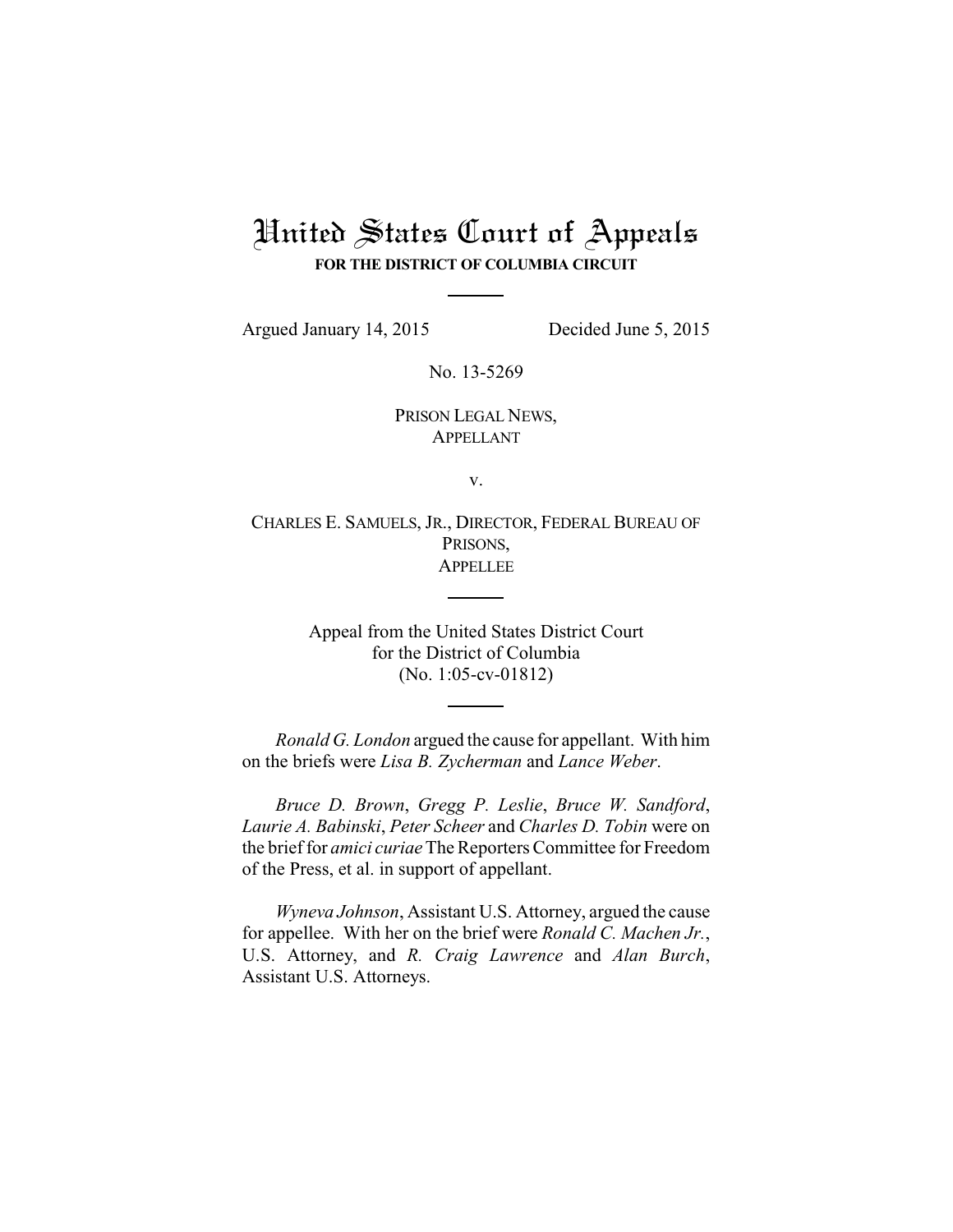# United States Court of Appeals

**FOR THE DISTRICT OF COLUMBIA CIRCUIT**

Argued January 14, 2015 Decided June 5, 2015

No. 13-5269

PRISON LEGAL NEWS,
APPELLANT

v.

CHARLES E. SAMUELS, JR., DIRECTOR, FEDERAL BUREAU OF PRISONS,
APPELLEE

Appeal from the United States District Court
for the District of Columbia
(No. 1:05-cv-01812)

*Ronald G. London* argued the cause for appellant. With him on the briefs were *Lisa B. Zycherman* and *Lance Weber*.

*Bruce D. Brown*, *Gregg P. Leslie*, *Bruce W. Sandford*, *Laurie A. Babinski*, *Peter Scheer* and *Charles D. Tobin* were on the brief for *amici curiae* The Reporters Committee for Freedom of the Press, et al. in support of appellant.

*Wyneva Johnson*, Assistant U.S. Attorney, argued the cause for appellee. With her on the brief were *Ronald C. Machen Jr.*, U.S. Attorney, and *R. Craig Lawrence* and *Alan Burch*, Assistant U.S. Attorneys.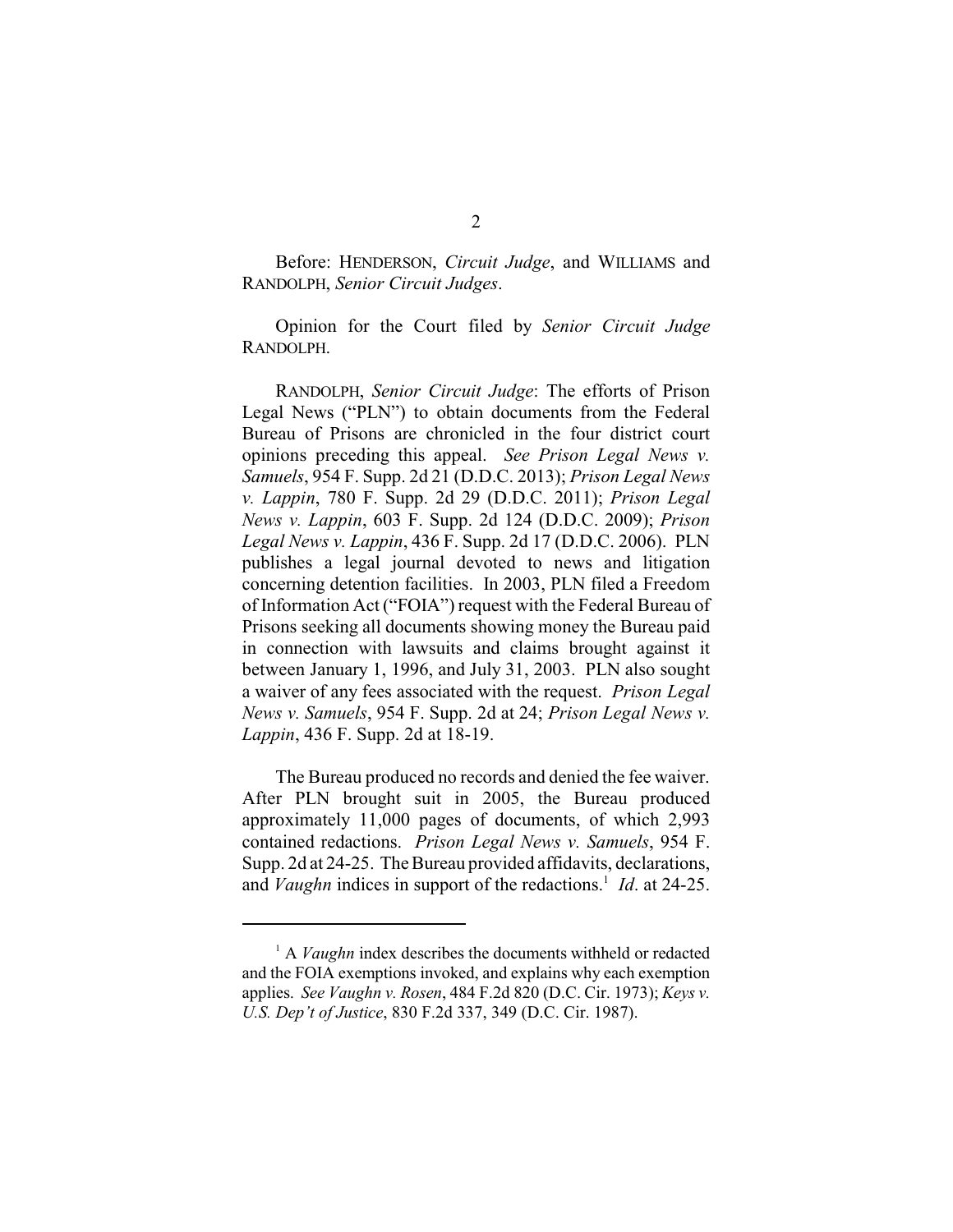Before: HENDERSON, *Circuit Judge*, and WILLIAMS and RANDOLPH, *Senior Circuit Judges*.

Opinion for the Court filed by *Senior Circuit Judge* RANDOLPH.

RANDOLPH, *Senior Circuit Judge*: The efforts of Prison Legal News ("PLN") to obtain documents from the Federal Bureau of Prisons are chronicled in the four district court opinions preceding this appeal. *See Prison Legal News v. Samuels*, 954 F. Supp. 2d 21 (D.D.C. 2013); *Prison Legal News v. Lappin*, 780 F. Supp. 2d 29 (D.D.C. 2011); *Prison Legal News v. Lappin*, 603 F. Supp. 2d 124 (D.D.C. 2009); *Prison Legal News v. Lappin*, 436 F. Supp. 2d 17 (D.D.C. 2006). PLN publishes a legal journal devoted to news and litigation concerning detention facilities. In 2003, PLN filed a Freedom of Information Act ("FOIA") request with the Federal Bureau of Prisons seeking all documents showing money the Bureau paid in connection with lawsuits and claims brought against it between January 1, 1996, and July 31, 2003. PLN also sought a waiver of any fees associated with the request. *Prison Legal News v. Samuels*, 954 F. Supp. 2d at 24; *Prison Legal News v. Lappin*, 436 F. Supp. 2d at 18-19.

The Bureau produced no records and denied the fee waiver. After PLN brought suit in 2005, the Bureau produced approximately 11,000 pages of documents, of which 2,993 contained redactions. *Prison Legal News v. Samuels*, 954 F. Supp. 2d at 24-25. The Bureau provided affidavits, declarations, and *Vaughn* indices in support of the redactions.[1] *Id*. at 24-25.

[1] A *Vaughn* index describes the documents withheld or redacted and the FOIA exemptions invoked, and explains why each exemption applies. *See Vaughn v. Rosen*, 484 F.2d 820 (D.C. Cir. 1973); *Keys v. U.S. Dep't of Justice*, 830 F.2d 337, 349 (D.C. Cir. 1987).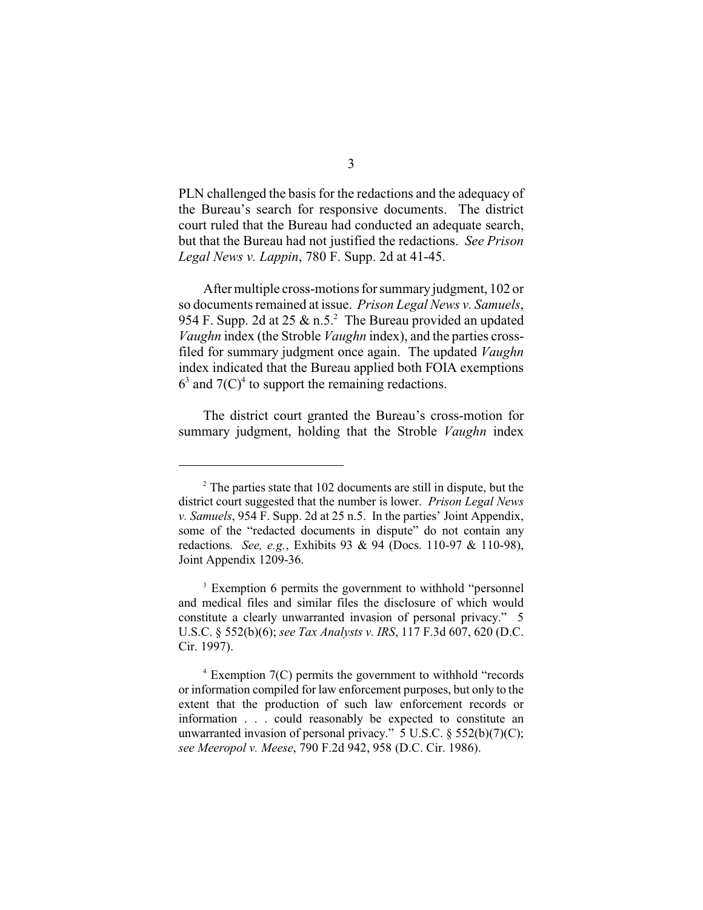PLN challenged the basis for the redactions and the adequacy of the Bureau's search for responsive documents. The district court ruled that the Bureau had conducted an adequate search, but that the Bureau had not justified the redactions. *See Prison Legal News v. Lappin*, 780 F. Supp. 2d at 41-45.

After multiple cross-motions for summary judgment, 102 or so documents remained at issue. *Prison Legal News v. Samuels*, 954 F. Supp. 2d at 25 & n.5.[2] The Bureau provided an updated *Vaughn* index (the Stroble *Vaughn* index), and the parties cross-filed for summary judgment once again. The updated *Vaughn* index indicated that the Bureau applied both FOIA exemptions 6[3] and 7(C)[4] to support the remaining redactions.

The district court granted the Bureau's cross-motion for summary judgment, holding that the Stroble *Vaughn* index

---

[2] The parties state that 102 documents are still in dispute, but the district court suggested that the number is lower. *Prison Legal News v. Samuels*, 954 F. Supp. 2d at 25 n.5. In the parties' Joint Appendix, some of the "redacted documents in dispute" do not contain any redactions. *See, e.g.*, Exhibits 93 & 94 (Docs. 110-97 & 110-98), Joint Appendix 1209-36.

[3] Exemption 6 permits the government to withhold "personnel and medical files and similar files the disclosure of which would constitute a clearly unwarranted invasion of personal privacy." 5 U.S.C. § 552(b)(6); *see Tax Analysts v. IRS*, 117 F.3d 607, 620 (D.C. Cir. 1997).

[4] Exemption 7(C) permits the government to withhold "records or information compiled for law enforcement purposes, but only to the extent that the production of such law enforcement records or information . . . could reasonably be expected to constitute an unwarranted invasion of personal privacy." 5 U.S.C. § 552(b)(7)(C); *see Meeropol v. Meese*, 790 F.2d 942, 958 (D.C. Cir. 1986).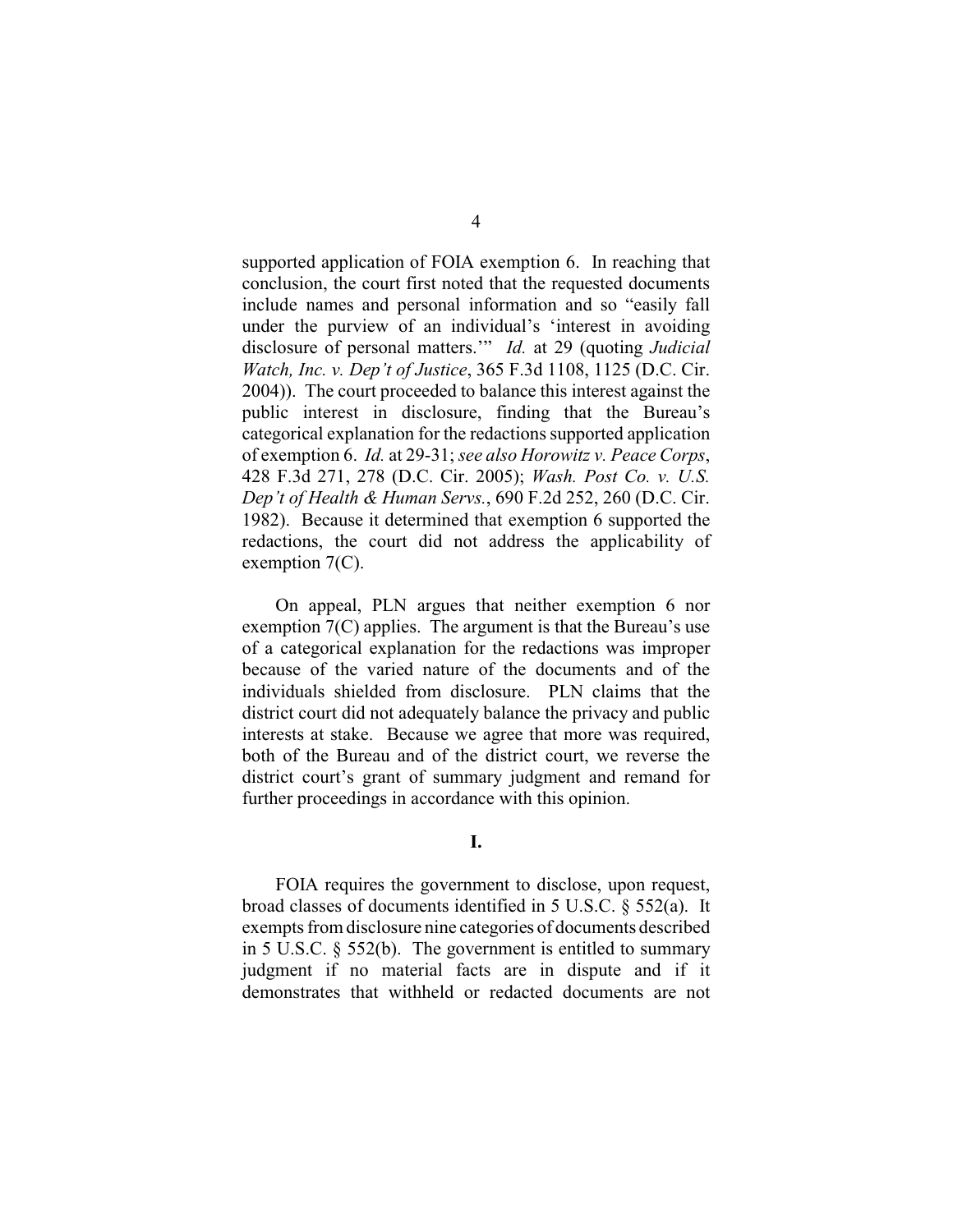supported application of FOIA exemption 6. In reaching that conclusion, the court first noted that the requested documents include names and personal information and so "easily fall under the purview of an individual's 'interest in avoiding disclosure of personal matters.'" *Id.* at 29 (quoting *Judicial Watch, Inc. v. Dep't of Justice*, 365 F.3d 1108, 1125 (D.C. Cir. 2004)). The court proceeded to balance this interest against the public interest in disclosure, finding that the Bureau's categorical explanation for the redactions supported application of exemption 6. *Id.* at 29-31; *see also Horowitz v. Peace Corps*, 428 F.3d 271, 278 (D.C. Cir. 2005); *Wash. Post Co. v. U.S. Dep't of Health & Human Servs.*, 690 F.2d 252, 260 (D.C. Cir. 1982). Because it determined that exemption 6 supported the redactions, the court did not address the applicability of exemption 7(C).

On appeal, PLN argues that neither exemption 6 nor exemption 7(C) applies. The argument is that the Bureau's use of a categorical explanation for the redactions was improper because of the varied nature of the documents and of the individuals shielded from disclosure. PLN claims that the district court did not adequately balance the privacy and public interests at stake. Because we agree that more was required, both of the Bureau and of the district court, we reverse the district court's grant of summary judgment and remand for further proceedings in accordance with this opinion.

## I.

FOIA requires the government to disclose, upon request, broad classes of documents identified in 5 U.S.C. § 552(a). It exempts from disclosure nine categories of documents described in 5 U.S.C. § 552(b). The government is entitled to summary judgment if no material facts are in dispute and if it demonstrates that withheld or redacted documents are not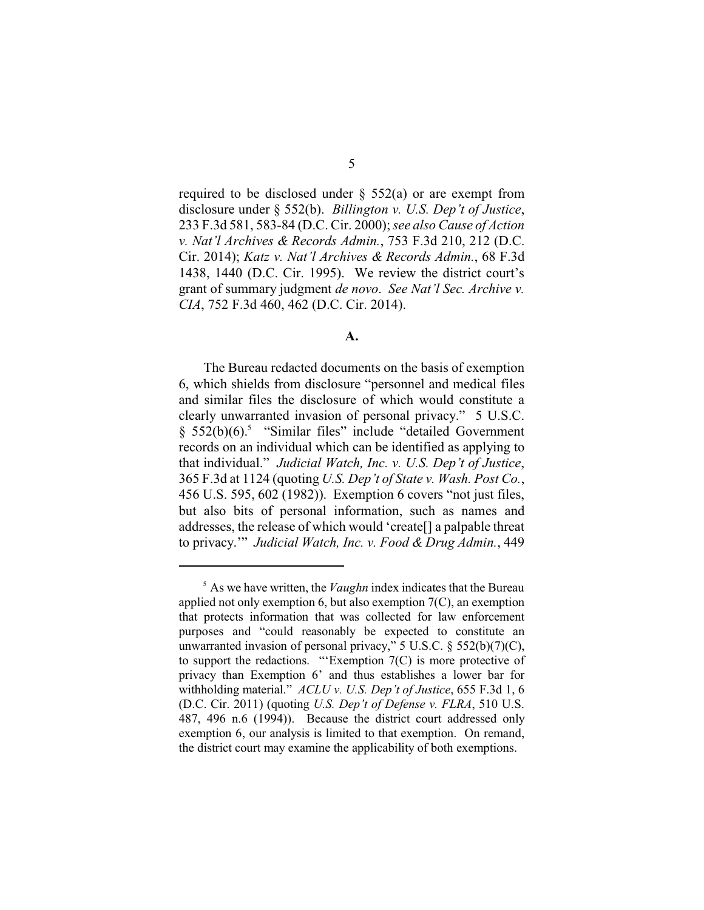required to be disclosed under § 552(a) or are exempt from disclosure under § 552(b). *Billington v. U.S. Dep't of Justice*, 233 F.3d 581, 583-84 (D.C. Cir. 2000); *see also Cause of Action v. Nat'l Archives & Records Admin.*, 753 F.3d 210, 212 (D.C. Cir. 2014); *Katz v. Nat'l Archives & Records Admin.*, 68 F.3d 1438, 1440 (D.C. Cir. 1995). We review the district court's grant of summary judgment *de novo*. *See Nat'l Sec. Archive v. CIA*, 752 F.3d 460, 462 (D.C. Cir. 2014).

**A.**

The Bureau redacted documents on the basis of exemption 6, which shields from disclosure "personnel and medical files and similar files the disclosure of which would constitute a clearly unwarranted invasion of personal privacy." 5 U.S.C. § 552(b)(6).[5] "Similar files" include "detailed Government records on an individual which can be identified as applying to that individual." *Judicial Watch, Inc. v. U.S. Dep't of Justice*, 365 F.3d at 1124 (quoting *U.S. Dep't of State v. Wash. Post Co.*, 456 U.S. 595, 602 (1982)). Exemption 6 covers "not just files, but also bits of personal information, such as names and addresses, the release of which would 'create[] a palpable threat to privacy.'" *Judicial Watch, Inc. v. Food & Drug Admin.*, 449

[5] As we have written, the *Vaughn* index indicates that the Bureau applied not only exemption 6, but also exemption 7(C), an exemption that protects information that was collected for law enforcement purposes and "could reasonably be expected to constitute an unwarranted invasion of personal privacy," 5 U.S.C. § 552(b)(7)(C), to support the redactions. "'Exemption 7(C) is more protective of privacy than Exemption 6' and thus establishes a lower bar for withholding material." *ACLU v. U.S. Dep't of Justice*, 655 F.3d 1, 6 (D.C. Cir. 2011) (quoting *U.S. Dep't of Defense v. FLRA*, 510 U.S. 487, 496 n.6 (1994)). Because the district court addressed only exemption 6, our analysis is limited to that exemption. On remand, the district court may examine the applicability of both exemptions.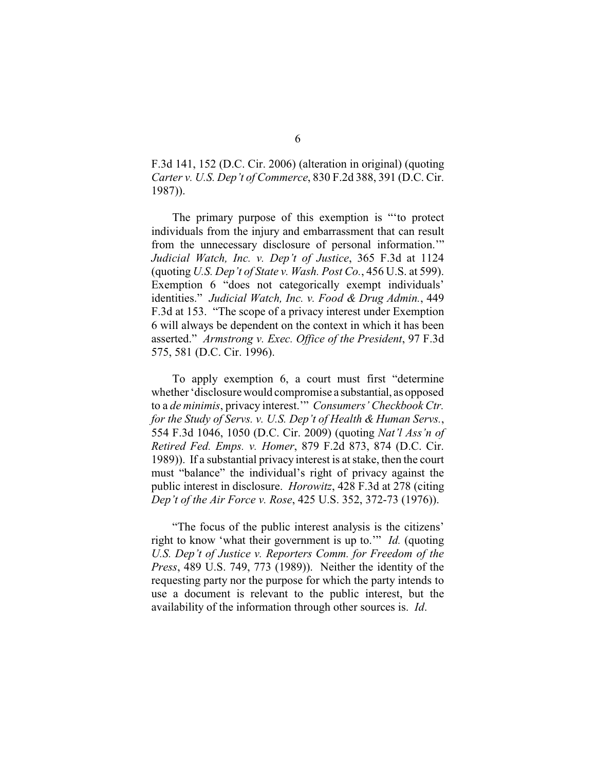F.3d 141, 152 (D.C. Cir. 2006) (alteration in original) (quoting *Carter v. U.S. Dep't of Commerce*, 830 F.2d 388, 391 (D.C. Cir. 1987)).

The primary purpose of this exemption is "'to protect individuals from the injury and embarrassment that can result from the unnecessary disclosure of personal information.'" *Judicial Watch, Inc. v. Dep't of Justice*, 365 F.3d at 1124 (quoting *U.S. Dep't of State v. Wash. Post Co.*, 456 U.S. at 599). Exemption 6 "does not categorically exempt individuals' identities." *Judicial Watch, Inc. v. Food & Drug Admin.*, 449 F.3d at 153. "The scope of a privacy interest under Exemption 6 will always be dependent on the context in which it has been asserted." *Armstrong v. Exec. Office of the President*, 97 F.3d 575, 581 (D.C. Cir. 1996).

To apply exemption 6, a court must first "determine whether 'disclosure would compromise a substantial, as opposed to a *de minimis*, privacy interest.'" *Consumers' Checkbook Ctr. for the Study of Servs. v. U.S. Dep't of Health & Human Servs.*, 554 F.3d 1046, 1050 (D.C. Cir. 2009) (quoting *Nat'l Ass'n of Retired Fed. Emps. v. Homer*, 879 F.2d 873, 874 (D.C. Cir. 1989)). If a substantial privacy interest is at stake, then the court must "balance" the individual's right of privacy against the public interest in disclosure. *Horowitz*, 428 F.3d at 278 (citing *Dep't of the Air Force v. Rose*, 425 U.S. 352, 372-73 (1976)).

"The focus of the public interest analysis is the citizens' right to know 'what their government is up to.'" *Id.* (quoting *U.S. Dep't of Justice v. Reporters Comm. for Freedom of the Press*, 489 U.S. 749, 773 (1989)). Neither the identity of the requesting party nor the purpose for which the party intends to use a document is relevant to the public interest, but the availability of the information through other sources is. *Id*.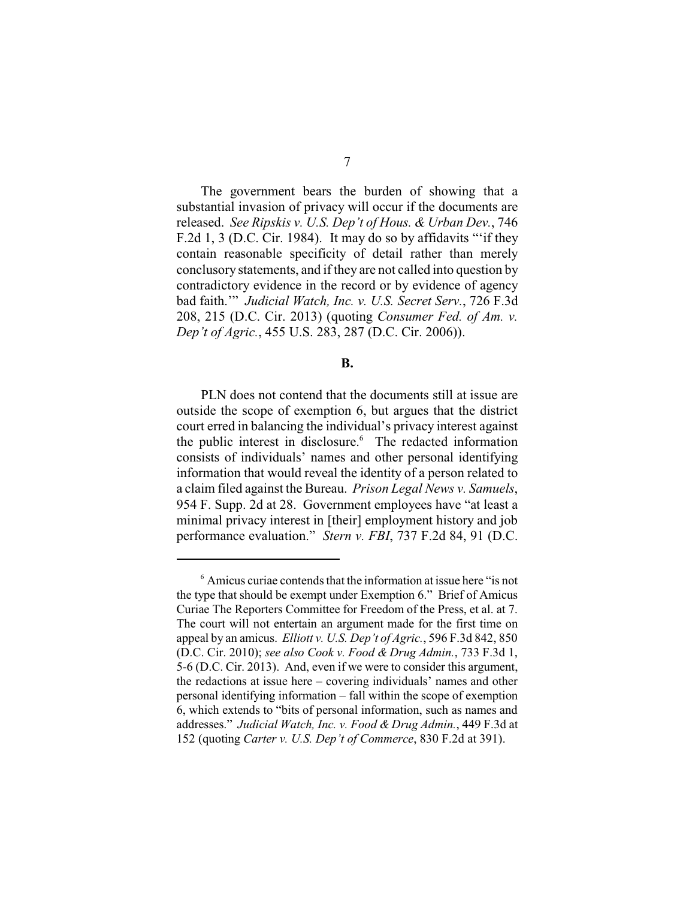The government bears the burden of showing that a substantial invasion of privacy will occur if the documents are released. *See Ripskis v. U.S. Dep't of Hous. & Urban Dev.*, 746 F.2d 1, 3 (D.C. Cir. 1984). It may do so by affidavits "'if they contain reasonable specificity of detail rather than merely conclusory statements, and if they are not called into question by contradictory evidence in the record or by evidence of agency bad faith.'" *Judicial Watch, Inc. v. U.S. Secret Serv.*, 726 F.3d 208, 215 (D.C. Cir. 2013) (quoting *Consumer Fed. of Am. v. Dep't of Agric.*, 455 U.S. 283, 287 (D.C. Cir. 2006)).

**B.**

PLN does not contend that the documents still at issue are outside the scope of exemption 6, but argues that the district court erred in balancing the individual's privacy interest against the public interest in disclosure.[6] The redacted information consists of individuals' names and other personal identifying information that would reveal the identity of a person related to a claim filed against the Bureau. *Prison Legal News v. Samuels*, 954 F. Supp. 2d at 28. Government employees have "at least a minimal privacy interest in [their] employment history and job performance evaluation." *Stern v. FBI*, 737 F.2d 84, 91 (D.C.

[6] Amicus curiae contends that the information at issue here "is not the type that should be exempt under Exemption 6." Brief of Amicus Curiae The Reporters Committee for Freedom of the Press, et al. at 7. The court will not entertain an argument made for the first time on appeal by an amicus. *Elliott v. U.S. Dep't of Agric.*, 596 F.3d 842, 850 (D.C. Cir. 2010); *see also Cook v. Food & Drug Admin.*, 733 F.3d 1, 5-6 (D.C. Cir. 2013). And, even if we were to consider this argument, the redactions at issue here – covering individuals' names and other personal identifying information – fall within the scope of exemption 6, which extends to "bits of personal information, such as names and addresses." *Judicial Watch, Inc. v. Food & Drug Admin.*, 449 F.3d at 152 (quoting *Carter v. U.S. Dep't of Commerce*, 830 F.2d at 391).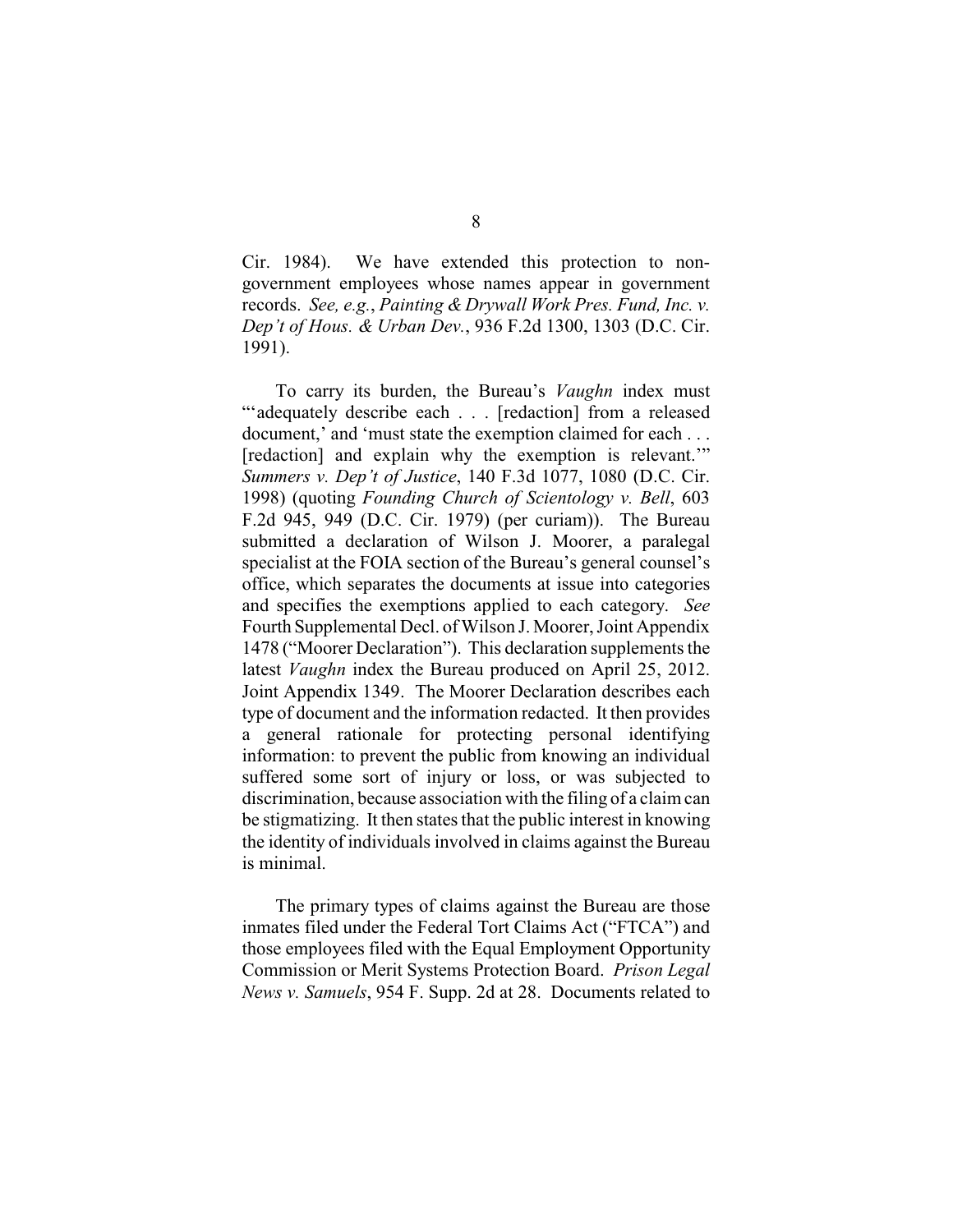Cir. 1984). We have extended this protection to non-government employees whose names appear in government records. *See, e.g.*, *Painting & Drywall Work Pres. Fund, Inc. v. Dep't of Hous. & Urban Dev.*, 936 F.2d 1300, 1303 (D.C. Cir. 1991).

To carry its burden, the Bureau's *Vaughn* index must "'adequately describe each . . . [redaction] from a released document,' and 'must state the exemption claimed for each . . . [redaction] and explain why the exemption is relevant.'" *Summers v. Dep't of Justice*, 140 F.3d 1077, 1080 (D.C. Cir. 1998) (quoting *Founding Church of Scientology v. Bell*, 603 F.2d 945, 949 (D.C. Cir. 1979) (per curiam)). The Bureau submitted a declaration of Wilson J. Moorer, a paralegal specialist at the FOIA section of the Bureau's general counsel's office, which separates the documents at issue into categories and specifies the exemptions applied to each category. *See* Fourth Supplemental Decl. of Wilson J. Moorer, Joint Appendix 1478 ("Moorer Declaration"). This declaration supplements the latest *Vaughn* index the Bureau produced on April 25, 2012. Joint Appendix 1349. The Moorer Declaration describes each type of document and the information redacted. It then provides a general rationale for protecting personal identifying information: to prevent the public from knowing an individual suffered some sort of injury or loss, or was subjected to discrimination, because association with the filing of a claim can be stigmatizing. It then states that the public interest in knowing the identity of individuals involved in claims against the Bureau is minimal.

The primary types of claims against the Bureau are those inmates filed under the Federal Tort Claims Act ("FTCA") and those employees filed with the Equal Employment Opportunity Commission or Merit Systems Protection Board. *Prison Legal News v. Samuels*, 954 F. Supp. 2d at 28. Documents related to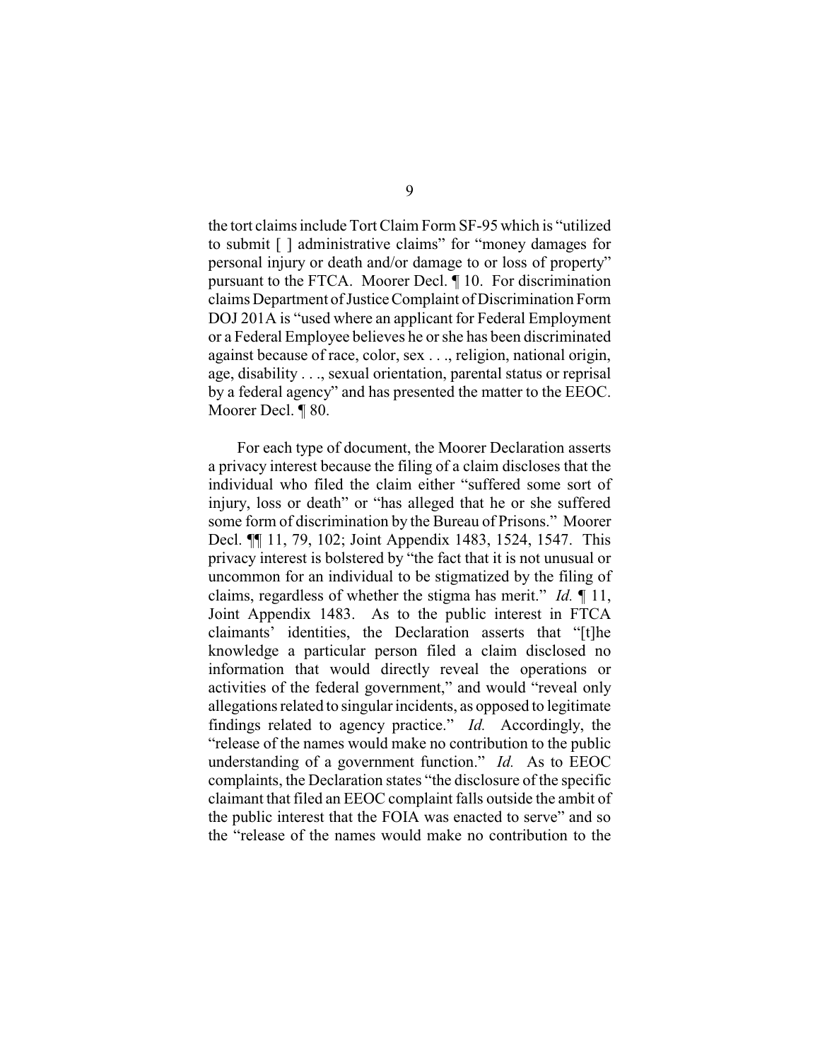the tort claims include Tort Claim Form SF-95 which is "utilized to submit [ ] administrative claims" for "money damages for personal injury or death and/or damage to or loss of property" pursuant to the FTCA. Moorer Decl. ¶ 10. For discrimination claims Department of Justice Complaint of Discrimination Form DOJ 201A is "used where an applicant for Federal Employment or a Federal Employee believes he or she has been discriminated against because of race, color, sex . . ., religion, national origin, age, disability . . ., sexual orientation, parental status or reprisal by a federal agency" and has presented the matter to the EEOC. Moorer Decl. ¶ 80.

For each type of document, the Moorer Declaration asserts a privacy interest because the filing of a claim discloses that the individual who filed the claim either "suffered some sort of injury, loss or death" or "has alleged that he or she suffered some form of discrimination by the Bureau of Prisons." Moorer Decl. ¶¶ 11, 79, 102; Joint Appendix 1483, 1524, 1547. This privacy interest is bolstered by "the fact that it is not unusual or uncommon for an individual to be stigmatized by the filing of claims, regardless of whether the stigma has merit." *Id.* ¶ 11, Joint Appendix 1483. As to the public interest in FTCA claimants' identities, the Declaration asserts that "[t]he knowledge a particular person filed a claim disclosed no information that would directly reveal the operations or activities of the federal government," and would "reveal only allegations related to singular incidents, as opposed to legitimate findings related to agency practice." *Id.* Accordingly, the "release of the names would make no contribution to the public understanding of a government function." *Id.* As to EEOC complaints, the Declaration states "the disclosure of the specific claimant that filed an EEOC complaint falls outside the ambit of the public interest that the FOIA was enacted to serve" and so the "release of the names would make no contribution to the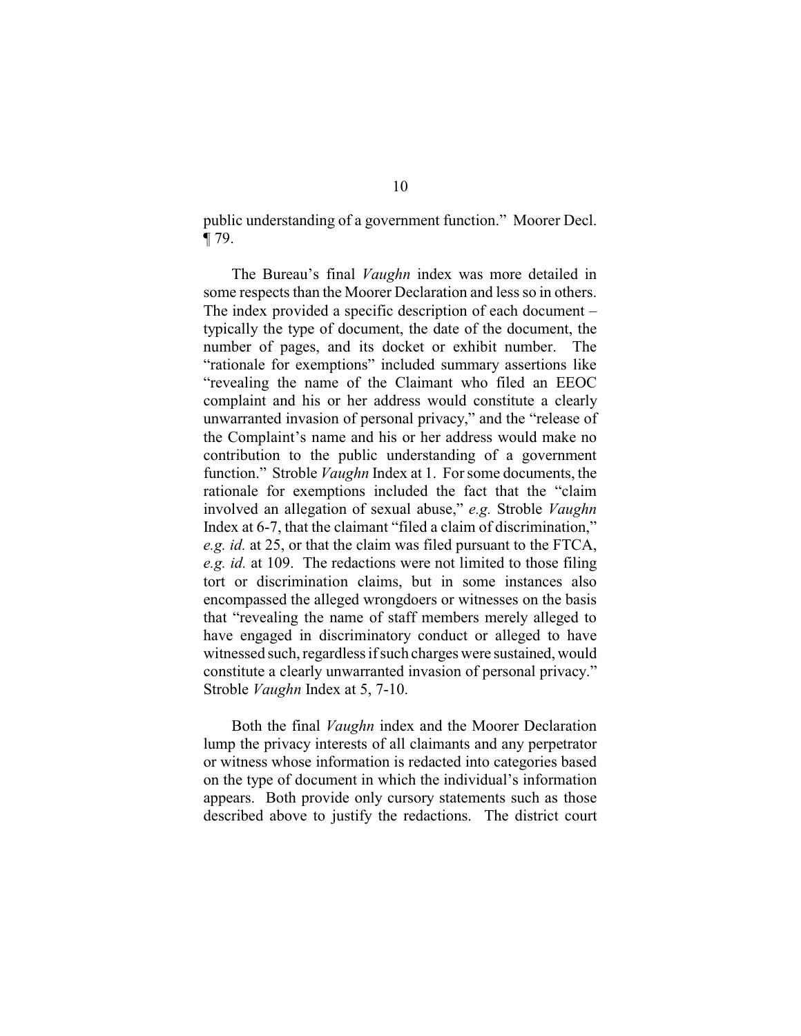public understanding of a government function." Moorer Decl. ¶ 79.

The Bureau's final *Vaughn* index was more detailed in some respects than the Moorer Declaration and less so in others. The index provided a specific description of each document – typically the type of document, the date of the document, the number of pages, and its docket or exhibit number. The "rationale for exemptions" included summary assertions like "revealing the name of the Claimant who filed an EEOC complaint and his or her address would constitute a clearly unwarranted invasion of personal privacy," and the "release of the Complaint's name and his or her address would make no contribution to the public understanding of a government function." Stroble *Vaughn* Index at 1. For some documents, the rationale for exemptions included the fact that the "claim involved an allegation of sexual abuse," *e.g.* Stroble *Vaughn* Index at 6-7, that the claimant "filed a claim of discrimination," *e.g. id.* at 25, or that the claim was filed pursuant to the FTCA, *e.g. id.* at 109. The redactions were not limited to those filing tort or discrimination claims, but in some instances also encompassed the alleged wrongdoers or witnesses on the basis that "revealing the name of staff members merely alleged to have engaged in discriminatory conduct or alleged to have witnessed such, regardless if such charges were sustained, would constitute a clearly unwarranted invasion of personal privacy." Stroble *Vaughn* Index at 5, 7-10.

Both the final *Vaughn* index and the Moorer Declaration lump the privacy interests of all claimants and any perpetrator or witness whose information is redacted into categories based on the type of document in which the individual's information appears. Both provide only cursory statements such as those described above to justify the redactions. The district court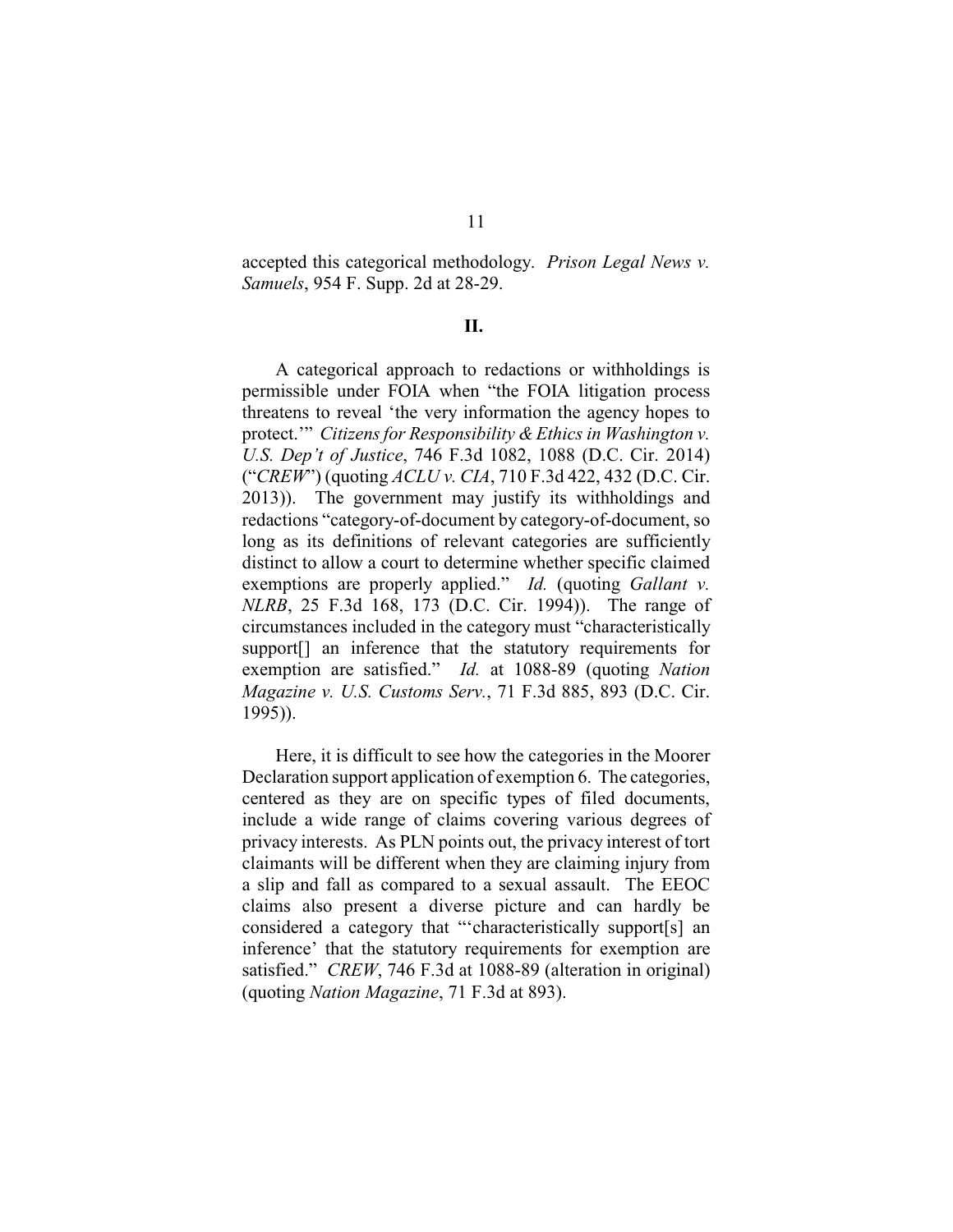accepted this categorical methodology. *Prison Legal News v. Samuels*, 954 F. Supp. 2d at 28-29.

## II.

A categorical approach to redactions or withholdings is permissible under FOIA when "the FOIA litigation process threatens to reveal 'the very information the agency hopes to protect.'" *Citizens for Responsibility & Ethics in Washington v. U.S. Dep't of Justice*, 746 F.3d 1082, 1088 (D.C. Cir. 2014) ("*CREW*") (quoting *ACLU v. CIA*, 710 F.3d 422, 432 (D.C. Cir. 2013)). The government may justify its withholdings and redactions "category-of-document by category-of-document, so long as its definitions of relevant categories are sufficiently distinct to allow a court to determine whether specific claimed exemptions are properly applied." *Id.* (quoting *Gallant v. NLRB*, 25 F.3d 168, 173 (D.C. Cir. 1994)). The range of circumstances included in the category must "characteristically support[] an inference that the statutory requirements for exemption are satisfied." *Id.* at 1088-89 (quoting *Nation Magazine v. U.S. Customs Serv.*, 71 F.3d 885, 893 (D.C. Cir. 1995)).

Here, it is difficult to see how the categories in the Moorer Declaration support application of exemption 6. The categories, centered as they are on specific types of filed documents, include a wide range of claims covering various degrees of privacy interests. As PLN points out, the privacy interest of tort claimants will be different when they are claiming injury from a slip and fall as compared to a sexual assault. The EEOC claims also present a diverse picture and can hardly be considered a category that "'characteristically support[s] an inference' that the statutory requirements for exemption are satisfied." *CREW*, 746 F.3d at 1088-89 (alteration in original) (quoting *Nation Magazine*, 71 F.3d at 893).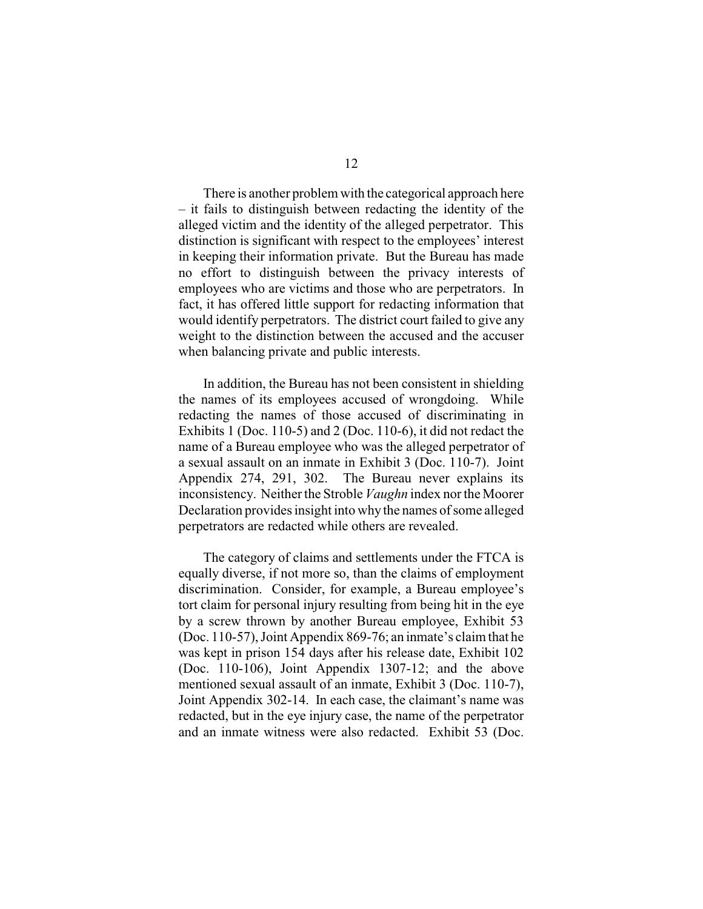There is another problem with the categorical approach here – it fails to distinguish between redacting the identity of the alleged victim and the identity of the alleged perpetrator. This distinction is significant with respect to the employees' interest in keeping their information private. But the Bureau has made no effort to distinguish between the privacy interests of employees who are victims and those who are perpetrators. In fact, it has offered little support for redacting information that would identify perpetrators. The district court failed to give any weight to the distinction between the accused and the accuser when balancing private and public interests.

In addition, the Bureau has not been consistent in shielding the names of its employees accused of wrongdoing. While redacting the names of those accused of discriminating in Exhibits 1 (Doc. 110-5) and 2 (Doc. 110-6), it did not redact the name of a Bureau employee who was the alleged perpetrator of a sexual assault on an inmate in Exhibit 3 (Doc. 110-7). Joint Appendix 274, 291, 302. The Bureau never explains its inconsistency. Neither the Stroble *Vaughn* index nor the Moorer Declaration provides insight into why the names of some alleged perpetrators are redacted while others are revealed.

The category of claims and settlements under the FTCA is equally diverse, if not more so, than the claims of employment discrimination. Consider, for example, a Bureau employee's tort claim for personal injury resulting from being hit in the eye by a screw thrown by another Bureau employee, Exhibit 53 (Doc. 110-57), Joint Appendix 869-76; an inmate's claim that he was kept in prison 154 days after his release date, Exhibit 102 (Doc. 110-106), Joint Appendix 1307-12; and the above mentioned sexual assault of an inmate, Exhibit 3 (Doc. 110-7), Joint Appendix 302-14. In each case, the claimant's name was redacted, but in the eye injury case, the name of the perpetrator and an inmate witness were also redacted. Exhibit 53 (Doc.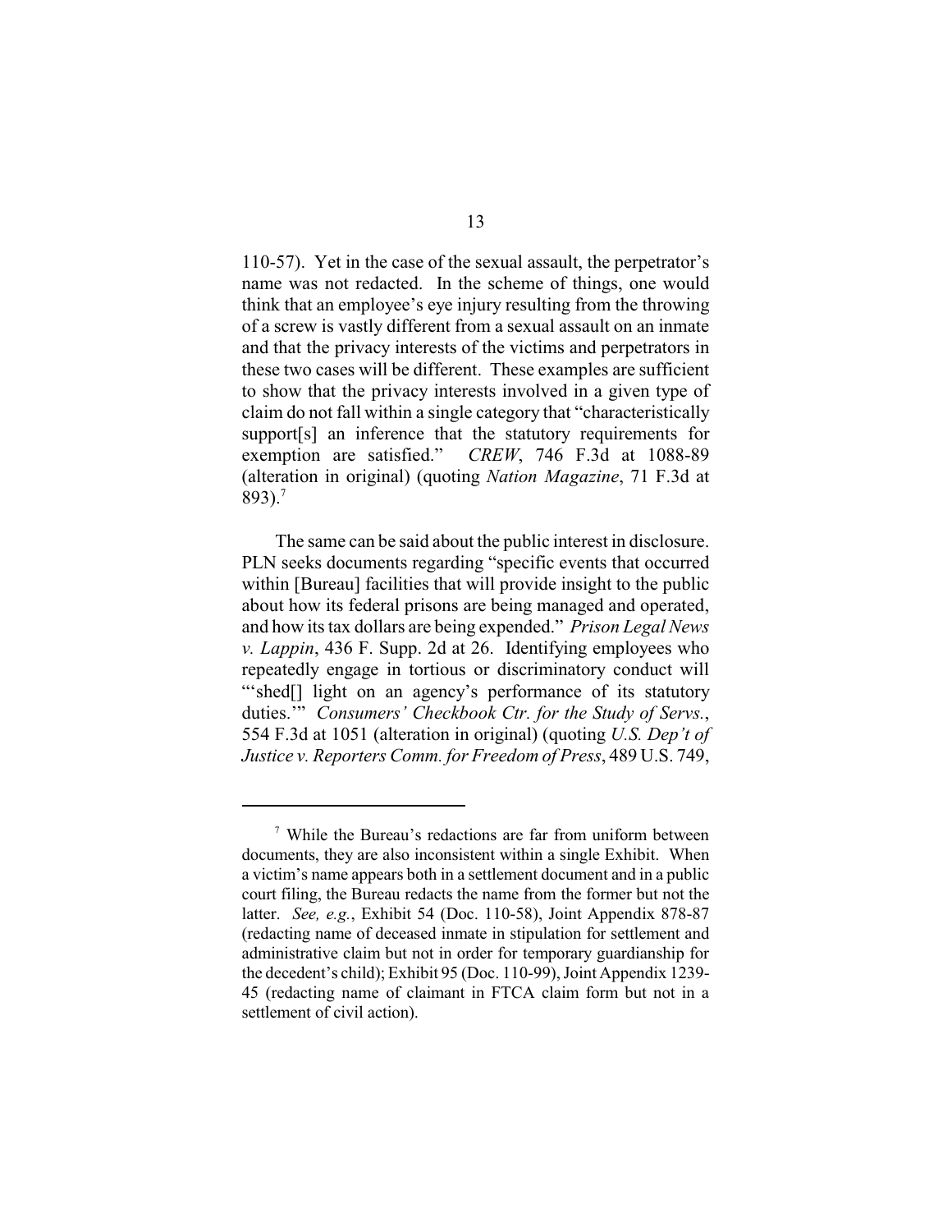110-57). Yet in the case of the sexual assault, the perpetrator's name was not redacted. In the scheme of things, one would think that an employee's eye injury resulting from the throwing of a screw is vastly different from a sexual assault on an inmate and that the privacy interests of the victims and perpetrators in these two cases will be different. These examples are sufficient to show that the privacy interests involved in a given type of claim do not fall within a single category that "characteristically support[s] an inference that the statutory requirements for exemption are satisfied." *CREW*, 746 F.3d at 1088-89 (alteration in original) (quoting *Nation Magazine*, 71 F.3d at 893).[7]

The same can be said about the public interest in disclosure. PLN seeks documents regarding "specific events that occurred within [Bureau] facilities that will provide insight to the public about how its federal prisons are being managed and operated, and how its tax dollars are being expended." *Prison Legal News v. Lappin*, 436 F. Supp. 2d at 26. Identifying employees who repeatedly engage in tortious or discriminatory conduct will "'shed[] light on an agency's performance of its statutory duties.'" *Consumers' Checkbook Ctr. for the Study of Servs.*, 554 F.3d at 1051 (alteration in original) (quoting *U.S. Dep't of Justice v. Reporters Comm. for Freedom of Press*, 489 U.S. 749,

---

[7] While the Bureau's redactions are far from uniform between documents, they are also inconsistent within a single Exhibit. When a victim's name appears both in a settlement document and in a public court filing, the Bureau redacts the name from the former but not the latter. *See, e.g.*, Exhibit 54 (Doc. 110-58), Joint Appendix 878-87 (redacting name of deceased inmate in stipulation for settlement and administrative claim but not in order for temporary guardianship for the decedent's child); Exhibit 95 (Doc. 110-99), Joint Appendix 1239-45 (redacting name of claimant in FTCA claim form but not in a settlement of civil action).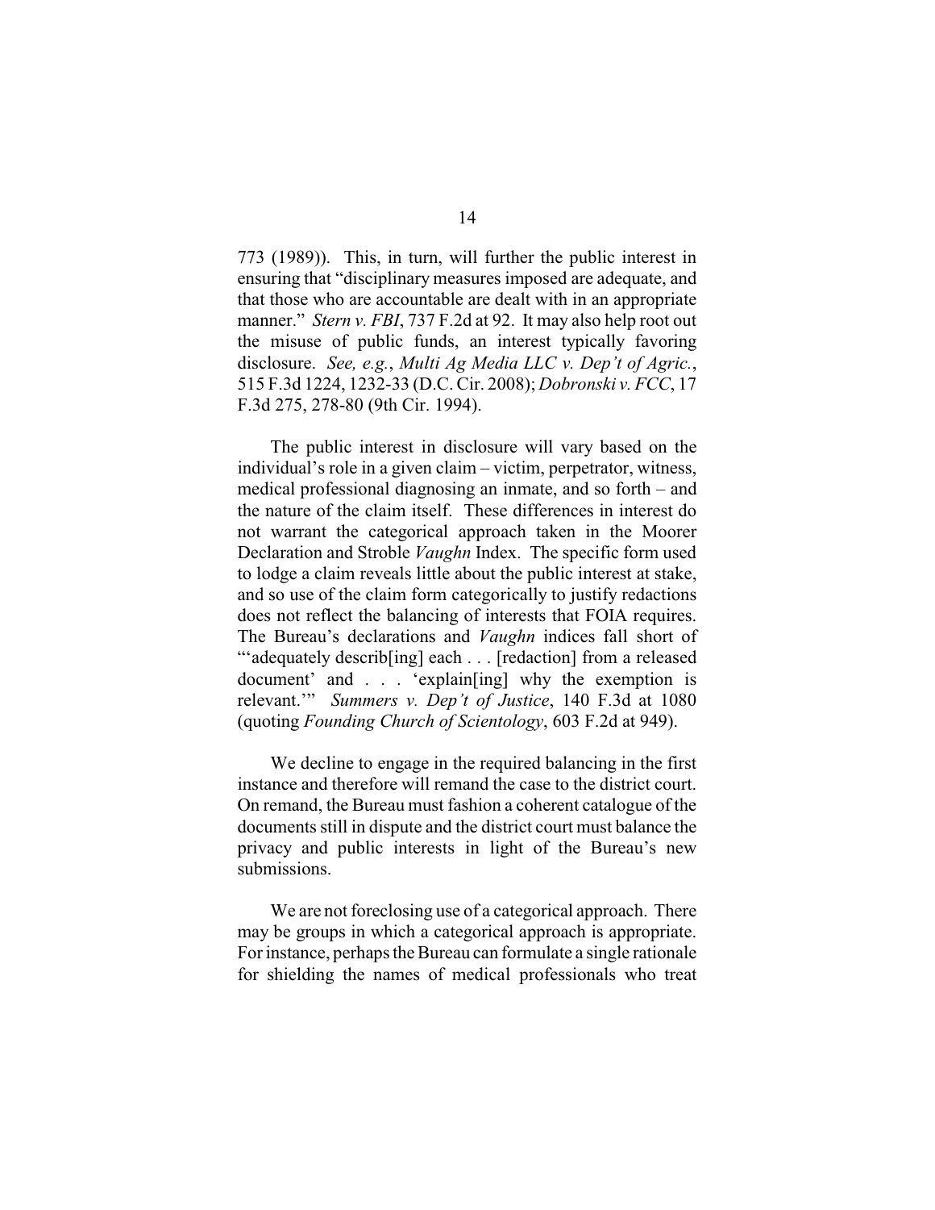773 (1989)). This, in turn, will further the public interest in ensuring that "disciplinary measures imposed are adequate, and that those who are accountable are dealt with in an appropriate manner." *Stern v. FBI*, 737 F.2d at 92. It may also help root out the misuse of public funds, an interest typically favoring disclosure. *See, e.g.*, *Multi Ag Media LLC v. Dep't of Agric.*, 515 F.3d 1224, 1232-33 (D.C. Cir. 2008); *Dobronski v. FCC*, 17 F.3d 275, 278-80 (9th Cir. 1994).

The public interest in disclosure will vary based on the individual's role in a given claim – victim, perpetrator, witness, medical professional diagnosing an inmate, and so forth – and the nature of the claim itself. These differences in interest do not warrant the categorical approach taken in the Moorer Declaration and Stroble *Vaughn* Index. The specific form used to lodge a claim reveals little about the public interest at stake, and so use of the claim form categorically to justify redactions does not reflect the balancing of interests that FOIA requires. The Bureau's declarations and *Vaughn* indices fall short of "'adequately describ[ing] each . . . [redaction] from a released document' and . . . 'explain[ing] why the exemption is relevant.'" *Summers v. Dep't of Justice*, 140 F.3d at 1080 (quoting *Founding Church of Scientology*, 603 F.2d at 949).

We decline to engage in the required balancing in the first instance and therefore will remand the case to the district court. On remand, the Bureau must fashion a coherent catalogue of the documents still in dispute and the district court must balance the privacy and public interests in light of the Bureau's new submissions.

We are not foreclosing use of a categorical approach. There may be groups in which a categorical approach is appropriate. For instance, perhaps the Bureau can formulate a single rationale for shielding the names of medical professionals who treat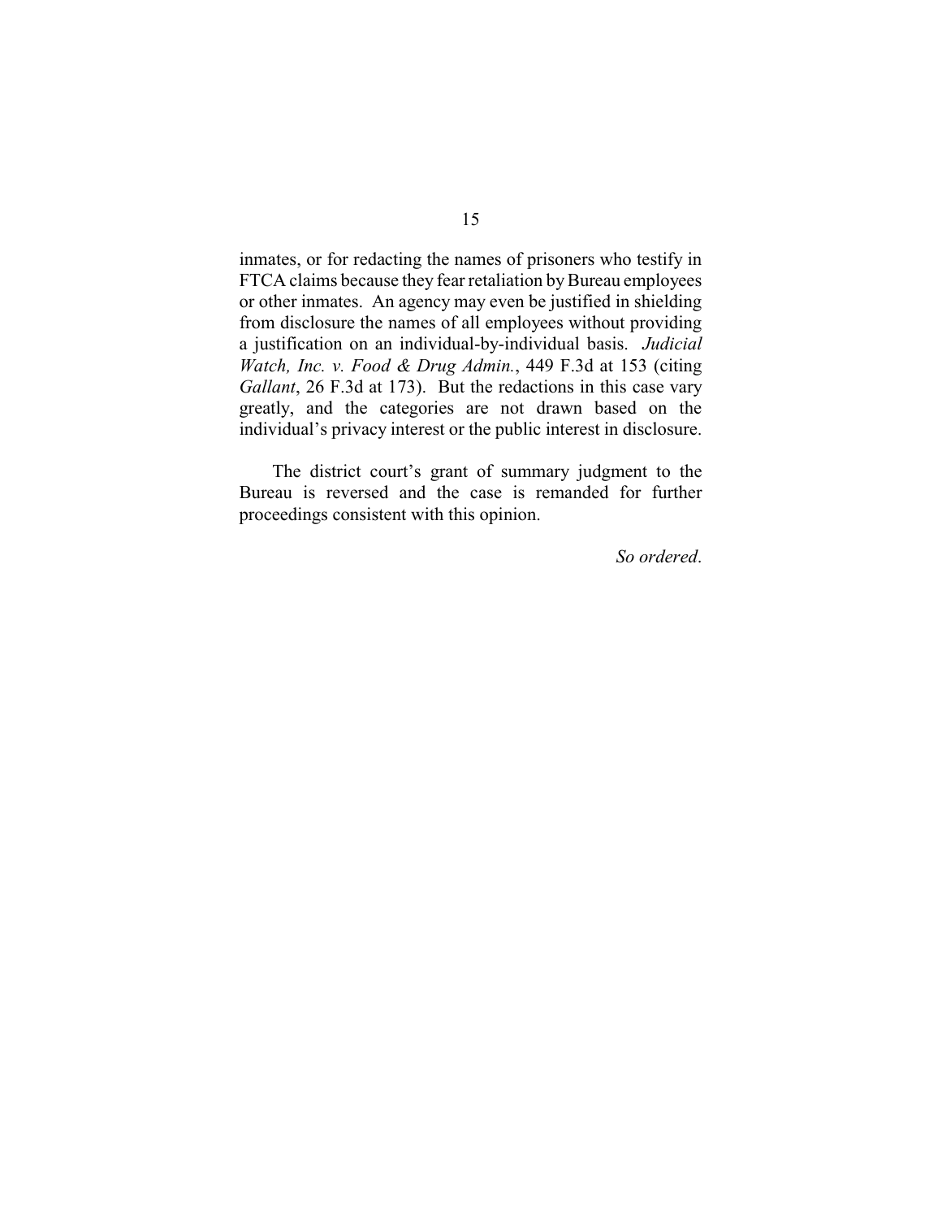inmates, or for redacting the names of prisoners who testify in FTCA claims because they fear retaliation by Bureau employees or other inmates. An agency may even be justified in shielding from disclosure the names of all employees without providing a justification on an individual-by-individual basis. *Judicial Watch, Inc. v. Food & Drug Admin.*, 449 F.3d at 153 (citing *Gallant*, 26 F.3d at 173). But the redactions in this case vary greatly, and the categories are not drawn based on the individual's privacy interest or the public interest in disclosure.

The district court's grant of summary judgment to the Bureau is reversed and the case is remanded for further proceedings consistent with this opinion.

*So ordered.*